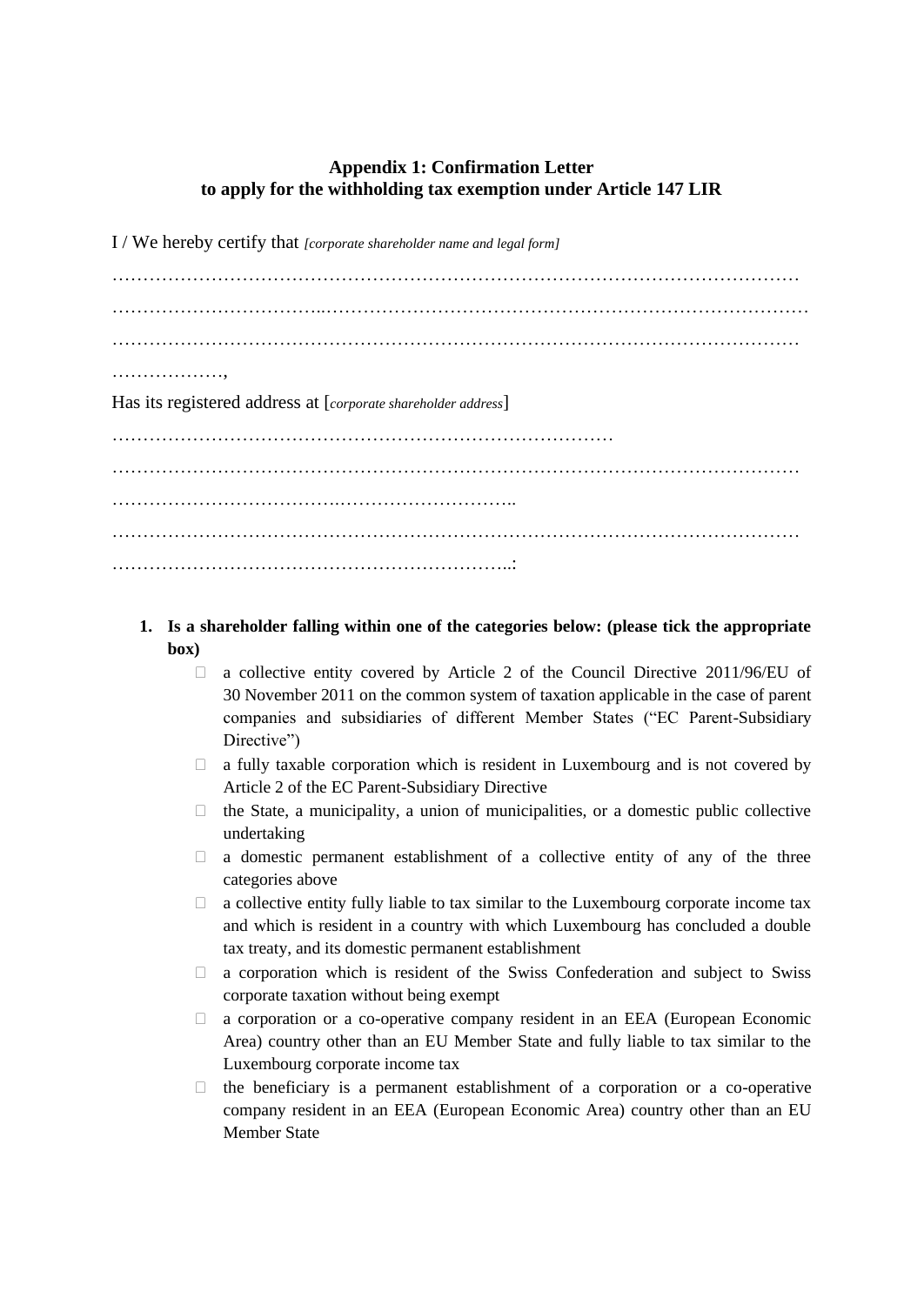## Appendix 1: Confirmation Letter
## to apply for the withholding tax exemption under Article 147 LIR

I / We hereby certify that *[corporate shareholder name and legal form]*

…………………………………………………………………………………………………

……………………………..………………………………………………………………………

…………………………………………………………………………………………………

………………,

Has its registered address at [*corporate shareholder address*]

…………………………………………………………………………

…………………………………………………………………………………………………

……………………………….………………………..

…………………………………………………………………………………………………

………………………………………………………..:

1. **Is a shareholder falling within one of the categories below: (please tick the appropriate box)**
   - ☐ a collective entity covered by Article 2 of the Council Directive 2011/96/EU of 30 November 2011 on the common system of taxation applicable in the case of parent companies and subsidiaries of different Member States ("EC Parent-Subsidiary Directive")
   - ☐ a fully taxable corporation which is resident in Luxembourg and is not covered by Article 2 of the EC Parent-Subsidiary Directive
   - ☐ the State, a municipality, a union of municipalities, or a domestic public collective undertaking
   - ☐ a domestic permanent establishment of a collective entity of any of the three categories above
   - ☐ a collective entity fully liable to tax similar to the Luxembourg corporate income tax and which is resident in a country with which Luxembourg has concluded a double tax treaty, and its domestic permanent establishment
   - ☐ a corporation which is resident of the Swiss Confederation and subject to Swiss corporate taxation without being exempt
   - ☐ a corporation or a co-operative company resident in an EEA (European Economic Area) country other than an EU Member State and fully liable to tax similar to the Luxembourg corporate income tax
   - ☐ the beneficiary is a permanent establishment of a corporation or a co-operative company resident in an EEA (European Economic Area) country other than an EU Member State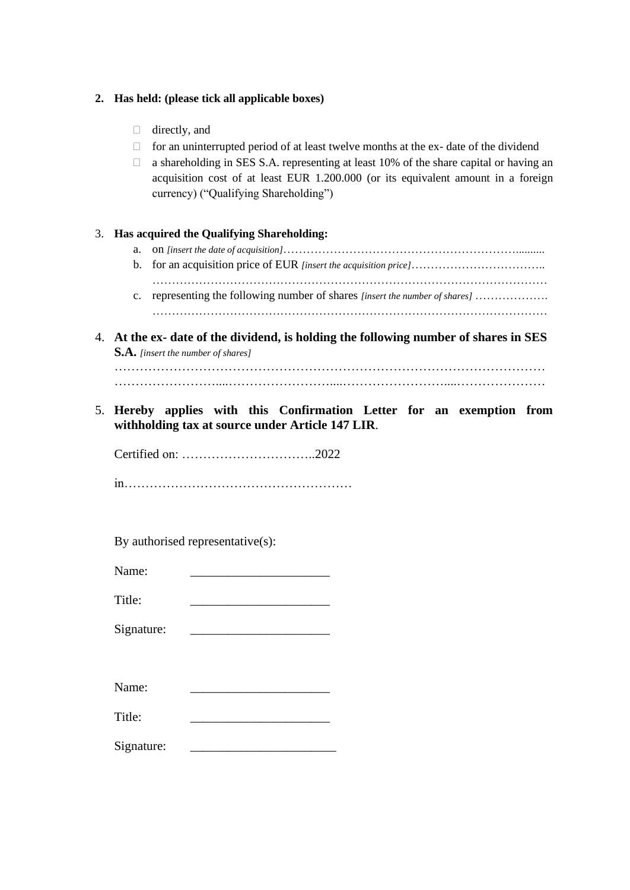2. **Has held: (please tick all applicable boxes)**

   - ☐ directly, and
   - ☐ for an uninterrupted period of at least twelve months at the ex- date of the dividend
   - ☐ a shareholding in SES S.A. representing at least 10% of the share capital or having an acquisition cost of at least EUR 1.200.000 (or its equivalent amount in a foreign currency) ("Qualifying Shareholding")

3. **Has acquired the Qualifying Shareholding:**
   a. on *[insert the date of acquisition]*………………………………………………………..........
   b. for an acquisition price of EUR *[insert the acquisition price]*……………………………..
   ………………………………………………………………………………………………
   c. representing the following number of shares *[insert the number of shares]* ……………….
   ………………………………………………………………………………………………

4. **At the ex- date of the dividend, is holding the following number of shares in SES S.A.** *[insert the number of shares]*
   ………………………………………………………………………………………………
   ……………………....……………………....……………………....…………………

5. **Hereby applies with this Confirmation Letter for an exemption from withholding tax at source under Article 147 LIR**.

   Certified on: …………………………..2022

   in………………………………………………

   By authorised representative(s):

   Name: ______________________

   Title: ______________________

   Signature: ______________________

   Name: ______________________

   Title: ______________________

   Signature: _______________________